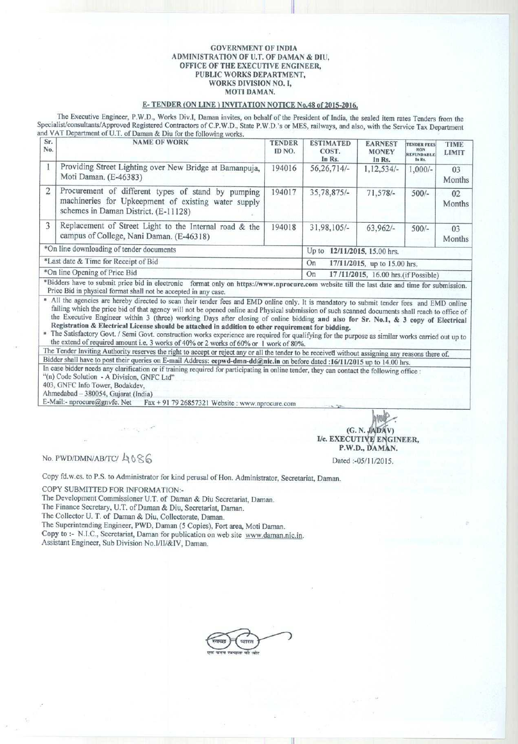**GOVERNMENT OF INDIA**
**ADMINISTRATION OF U.T. OF DAMAN & DIU,**
**OFFICE OF THE EXECUTIVE ENGINEER,**
**PUBLIC WORKS DEPARTMENT,**
**WORKS DIVISION NO. I,**
**MOTI DAMAN.**

## E- TENDER (ON LINE ) INVITATION NOTICE No.48 of 2015-2016.

The Executive Engineer, P.W.D., Works Div.I, Daman invites, on behalf of the President of India, the sealed item rates Tenders from the Specialist/consultants/Approved Registered Contractors of C.P.W.D., State P.W.D.'s or MES, railways, and also, with the Service Tax Department and VAT Department of U.T. of Daman & Diu for the following works.

| Sr. No. | NAME OF WORK | TENDER ID NO. | ESTIMATED COST. In Rs. | EARNEST MONEY In Rs. | TENDER FEES NON REFUNDABLE In Rs. | TIME LIMIT |
|---|---|---|---|---|---|---|
| 1 | Providing Street Lighting over New Bridge at Bamanpuja, Moti Daman. (E-46383) | 194016 | 56,26,714/- | 1,12,534/- | 1,000/- | 03 Months |
| 2 | Procurement of different types of stand by pumping machineries for Upkeepment of existing water supply schemes in Daman District. (E-11128) | 194017 | 35,78,875/- | 71,578/- | 500/- | 02 Months |
| 3 | Replacement of Street Light to the Internal road & the campus of College, Nani Daman. (E-46318) | 194018 | 31,98,105/- | 63,962/- | 500/- | 03 Months |
| | *On line downloading of tender documents | | Up to **12/11/2015**, 15.00 hrs. | | | |
| | *Last date & Time for Receipt of Bid | | On **17/11/2015**, up to 15.00 hrs. | | | |
| | *On line Opening of Price Bid | | On 17/11/2015, 16.00 hrs.(if Possible) | | | |

*Bidders have to submit price bid in electronic format only on https://www.nprocure.com website till the last date and time for submission. Price Bid in physical format shall not be accepted in any case.

- All the agencies are hereby directed to scan their tender fees and EMD online only. It is mandatory to submit tender fees and EMD online failing which the price bid of that agency will not be opened online and Physical submission of such scanned documents shall reach to office of the Executive Engineer within 3 (three) working Days after closing of online bidding **and also for Sr. No.1, & 3 copy of Electrical Registration & Electrical License should be attached in addition to other requirement for bidding.**
- The Satisfactory Govt. / Semi Govt. construction works experience are required for qualifying for the purpose as similar works carried out up to the extend of required amount i.e. 3 works of 40% or 2 works of 60% or 1 work of 80%.

The Tender Inviting Authority reserves the right to accept or reject any or all the tender to be received without assigning any reasons there of.

Bidder shall have to post their queries on E-mail Address: **eepwd-dmn-dd@nic.in** on before dated **:16/11/2015** up to 14.00 hrs.

In case bidder needs any clarification or if training required for participating in online tender, they can contact the following office :
"(n) Code Solution - A Division, GNFC Ltd"
403, GNFC Info Tower, Bodakdev,
Ahmedabad – 380054, Gujarat (India)
E-Mail:- nprocure@gnvfc. Net Fax + 91 79 26857321 Website : www.nprocure.com

**(G. N. JADAV)**
**I/c. EXECUTIVE ENGINEER,**
**P.W.D., DAMAN.**

No. PWD/DMN/AB/TC/ 4086

Dated :-05/11/2015.

Copy fd.w.cs. to P.S. to Administrator for kind perusal of Hon. Administrator, Secretariat, Daman.

COPY SUBMITTED FOR INFORMATION:-
The Development Commissioner U.T. of Daman & Diu Secretariat, Daman.
The Finance Secretary, U.T. of Daman & Diu, Secretariat, Daman.
The Collector U. T. of Daman & Diu, Collectorate, Daman.
The Superintending Engineer, PWD, Daman (5 Copies), Fort area, Moti Daman.
Copy to :- N.I.C., Secretariat, Daman for publication on web site www.daman.nic.in.
Assistant Engineer, Sub Division No.I/II/&IV, Daman.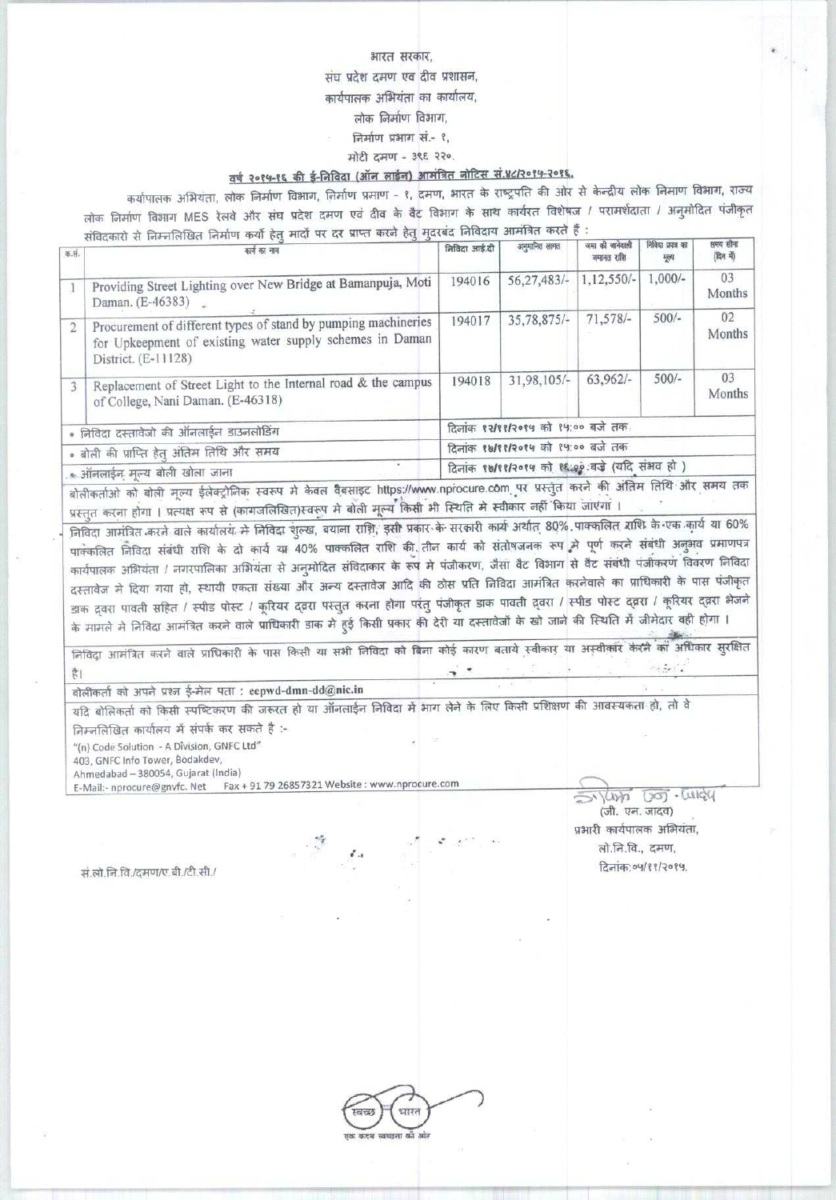भारत सरकार,

संघ प्रदेश दमण एव दीव प्रशासन,

कार्यपालक अभियंता का कार्यालय,

लोक निर्माण विभाग,

निर्माण प्रभाग सं.- १,

मोटी दमण - ३९६ २२०.

**वर्ष २०१५-१६ की ई-निविदा (ऑन लाईन) आमंत्रित नोटिस सं.४८/२०१५-२०१६.**

कर्यापालक अभियंता, लोक निर्माण विभाग, निर्माण प्रमाण - १, दमण, भारत के राष्ट्रपति की ओर से केन्द्रीय लोक निमाण विभाग, राज्य लोक निर्माण विभाग MES रेलवे और संघ प्रदेश दमण एवं दीव के वैट विभाग के साथ कार्यरत विशेषज्ञ / परामर्शदाता / अनुमोदित पंजीकृत संविदकारो से निम्नलिखित निर्माण कर्यो हेतु मादों पर दर प्राप्त करने हेतु मुदरबंद निविदाय आमंत्रित करते हैं :

| क्र.सं. | कार्य का नाम | निविदा आई.डी | अनुमानित लागत | जमा की जानेवाली जमानत राशि | निविदा प्रपत्र का मूल्य | समय सीमा (दिन में) |
|---|---|---|---|---|---|---|
| 1 | Providing Street Lighting over New Bridge at Bamanpuja, Moti Daman. (E-46383) | 194016 | 56,27,483/- | 1,12,550/- | 1,000/- | 03 Months |
| 2 | Procurement of different types of stand by pumping machineries for Upkeepment of existing water supply schemes in Daman District. (E-11128) | 194017 | 35,78,875/- | 71,578/- | 500/- | 02 Months |
| 3 | Replacement of Street Light to the Internal road & the campus of College, Nani Daman. (E-46318) | 194018 | 31,98,105/- | 63,962/- | 500/- | 03 Months |
| • निविदा दस्तावेजो की ऑनलाईन डाउनलोडिंग | | दिनांक १२/११/२०१५ को १५:०० बजे तक | | | | |
| • बोली की प्राप्ति हेतु अंतिम तिथि और समय | | दिनांक १७/११/२०१५ को १५:०० बजे तक | | | | |
| • ऑनलाईन मूल्य बोली खोला जाना | | दिनांक १७/११/२०१५ को १६:०० बजे (यदि संभव हो ) | | | | |

बोलीकर्ताओं को बोली मूल्य ईलेक्ट्रोनिक स्वरूप मे केवल वैबसाइट https://www.nprocure.com पर प्रस्तुत करने की अंतिम तिथि और समय तक प्रस्तुत करना होगा । प्रत्यक्ष रूप से (कागजलिखित)स्वरूप मे बोली मूल्य किसी भी स्थिति मे स्वीकार नहीं किया जाएगा ।

निविदा आमंत्रित करने वाले कार्यालय मे निविदा शुल्क, बयाना राशि, इसी प्रकार के सरकारी कार्य अर्थात 80% पाक्कलित राशि के एक कार्य या 60% पाक्कलित निविदा संबंधी राशि के दो कार्य या 40% पाक्कलित राशि की तीन कार्य को संतोषजनक रूप मे पूर्ण करने संबंधी अनुभव प्रमाणपत्र कार्यपालक अभियंता / नगरपालिका अभियंता से अनुमोदित संविदाकार के रूप मे पंजीकरण, जैसा वैट विभाग से वैट संबंधी पंजीकरण विवरण निविदा दस्तावेज मे दिया गया हो, स्थायी एकता संख्या और अन्य दस्तावेज आदि की ठोस प्रति निविदा आमंत्रित करनेवाले का प्राधिकारी के पास पंजीकृत डाक द्वारा पावती सहित / स्पीड पोस्ट / कूरियर द्वारा परतुत करना होगा परंतु पंजीकृत डाक पावती द्वारा / स्पीड पोस्ट द्वारा / कूरियर द्वारा भेजने के मामले मे निविदा आमंत्रित करने वाले प्राधिकारी डाक मे हुई किसी प्रकार की देरी या दस्तावेजों के खो जाने की स्थिति में जीमेदार नही होगा ।

निविदा आमंत्रित करने वाले प्राधिकारी के पास किसी या सभी निविदा को बिना कोई कारण बताये स्वीकार या अस्वीकार करने का अधिकार सुरक्षित है।

बोलीकर्ता को अपने प्रश्न ई-मेल पता : eepwd-dmn-dd@nic.in

यदि बोलिकर्ता को किसी स्पष्टिकरण की जरूरत हो या ऑनलाईन निविदा मे भाग लेने के लिए किसी प्रशिक्षण की आवस्यकता हो, तो वे निम्नलिखित कार्यालय में संपर्क कर सकते है :-

"(n) Code Solution - A Division, GNFC Ltd"
403, GNFC Info Tower, Bodakdev,
Ahmedabad – 380054, Gujarat (India)
E-Mail:- nprocure@gnvfc. Net Fax + 91 79 26857321 Website : www.nprocure.com

(जी. एन. जादव)
प्रभारी कार्यपालक अभियंता,
लो.नि.वि., दमण,
दिनांक:०५/११/२०१५.

सं.लो.नि.वि./दमण/ए.बी./टी.सी./

स्वच्छ भारत
एक कदम स्वच्छता की ओर